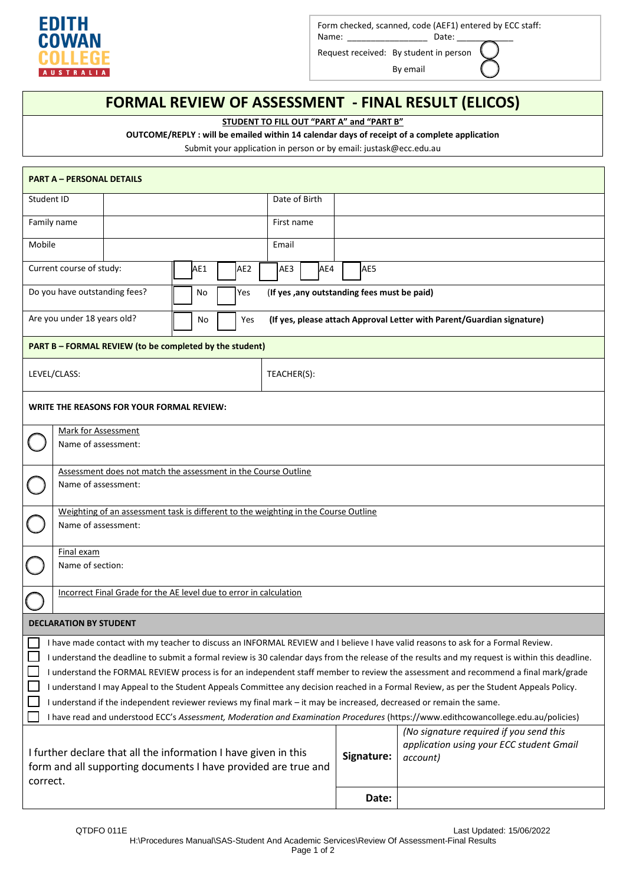EDITH COWAN COLLEGE AUSTRALIA

Form checked, scanned, code (AEF1) entered by ECC staff:
Name: ________________ Date: ___________

Request received: By student in person ◯
By email ◯

# FORMAL REVIEW OF ASSESSMENT - FINAL RESULT (ELICOS)

**STUDENT TO FILL OUT "PART A" and "PART B"**

**OUTCOME/REPLY : will be emailed within 14 calendar days of receipt of a complete application**

Submit your application in person or by email: justask@ecc.edu.au

## PART A – PERSONAL DETAILS

| Student ID | | Date of Birth | |
|---|---|---|---|
| Family name | | First name | |
| Mobile | | Email | |

Current course of study: ☐ AE1 ☐ AE2 ☐ AE3 ☐ AE4 ☐ AE5

Do you have outstanding fees? ☐ No ☐ Yes **(If yes ,any outstanding fees must be paid)**

Are you under 18 years old? ☐ No ☐ Yes **(If yes, please attach Approval Letter with Parent/Guardian signature)**

## PART B – FORMAL REVIEW (to be completed by the student)

| LEVEL/CLASS: | TEACHER(S): |
|---|---|

**WRITE THE REASONS FOR YOUR FORMAL REVIEW:**

◯ Mark for Assessment
Name of assessment:

◯ Assessment does not match the assessment in the Course Outline
Name of assessment:

◯ Weighting of an assessment task is different to the weighting in the Course Outline
Name of assessment:

◯ Final exam
Name of section:

◯ Incorrect Final Grade for the AE level due to error in calculation

## DECLARATION BY STUDENT

- ☐ I have made contact with my teacher to discuss an INFORMAL REVIEW and I believe I have valid reasons to ask for a Formal Review.
- ☐ I understand the deadline to submit a formal review is 30 calendar days from the release of the results and my request is within this deadline.
- ☐ I understand the FORMAL REVIEW process is for an independent staff member to review the assessment and recommend a final mark/grade
- ☐ I understand I may Appeal to the Student Appeals Committee any decision reached in a Formal Review, as per the Student Appeals Policy.
- ☐ I understand if the independent reviewer reviews my final mark – it may be increased, decreased or remain the same.
- ☐ I have read and understood ECC's *Assessment, Moderation and Examination Procedures* (https://www.edithcowancollege.edu.au/policies)

| I further declare that all the information I have given in this form and all supporting documents I have provided are true and correct. | **Signature:** | *(No signature required if you send this application using your ECC student Gmail account)* |
|---|---|---|
| | **Date:** | |

QTDFO 011E Last Updated: 15/06/2022
H:\Procedures Manual\SAS-Student And Academic Services\Review Of Assessment-Final Results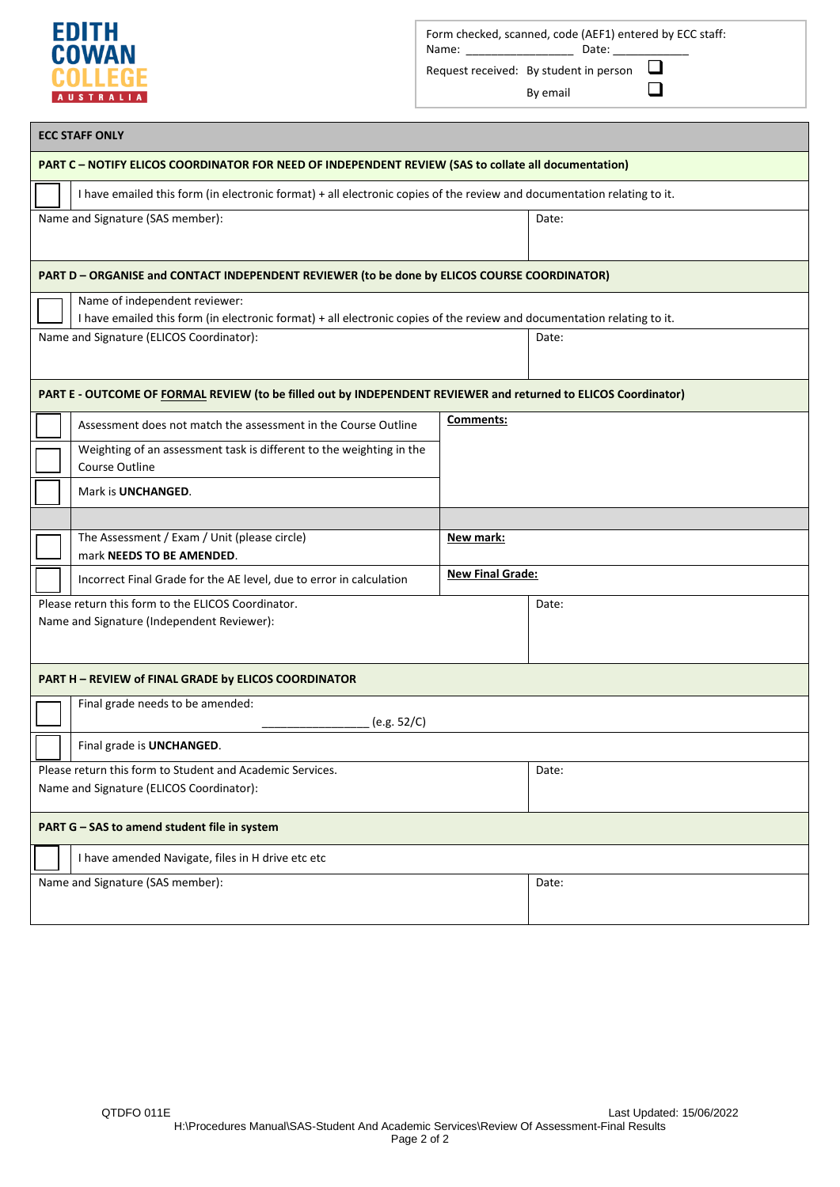EDITH COWAN COLLEGE AUSTRALIA

| |
|---|
| Form checked, scanned, code (AEF1) entered by ECC staff: |
| Name: _________________ Date: ____________ |
| Request received: By student in person ☐ |
| By email ☐ |

## ECC STAFF ONLY

**PART C – NOTIFY ELICOS COORDINATOR FOR NEED OF INDEPENDENT REVIEW (SAS to collate all documentation)**

| | | |
|---|---|---|
| ☐ | I have emailed this form (in electronic format) + all electronic copies of the review and documentation relating to it. | |
| Name and Signature (SAS member): | | Date: |

**PART D – ORGANISE and CONTACT INDEPENDENT REVIEWER (to be done by ELICOS COURSE COORDINATOR)**

| | | |
|---|---|---|
| ☐ | Name of independent reviewer: I have emailed this form (in electronic format) + all electronic copies of the review and documentation relating to it. | |
| Name and Signature (ELICOS Coordinator): | | Date: |

**PART E - OUTCOME OF FORMAL REVIEW (to be filled out by INDEPENDENT REVIEWER and returned to ELICOS Coordinator)**

| | | | |
|---|---|---|---|
| ☐ | Assessment does not match the assessment in the Course Outline | **Comments:** | |
| ☐ | Weighting of an assessment task is different to the weighting in the Course Outline | | |
| ☐ | Mark is **UNCHANGED**. | | |
| | | | |
| ☐ | The Assessment / Exam / Unit (please circle) mark **NEEDS TO BE AMENDED**. | **New mark:** | |
| ☐ | Incorrect Final Grade for the AE level, due to error in calculation | **New Final Grade:** | |
| Please return this form to the ELICOS Coordinator. Name and Signature (Independent Reviewer): | | | Date: |

**PART H – REVIEW of FINAL GRADE by ELICOS COORDINATOR**

| | | |
|---|---|---|
| ☐ | Final grade needs to be amended: ________________ (e.g. 52/C) | |
| ☐ | Final grade is **UNCHANGED**. | |
| Please return this form to Student and Academic Services. Name and Signature (ELICOS Coordinator): | | Date: |

**PART G – SAS to amend student file in system**

| | | |
|---|---|---|
| ☐ | I have amended Navigate, files in H drive etc etc | |
| Name and Signature (SAS member): | | Date: |

QTDFO 011E Last Updated: 15/06/2022
H:\Procedures Manual\SAS-Student And Academic Services\Review Of Assessment-Final Results